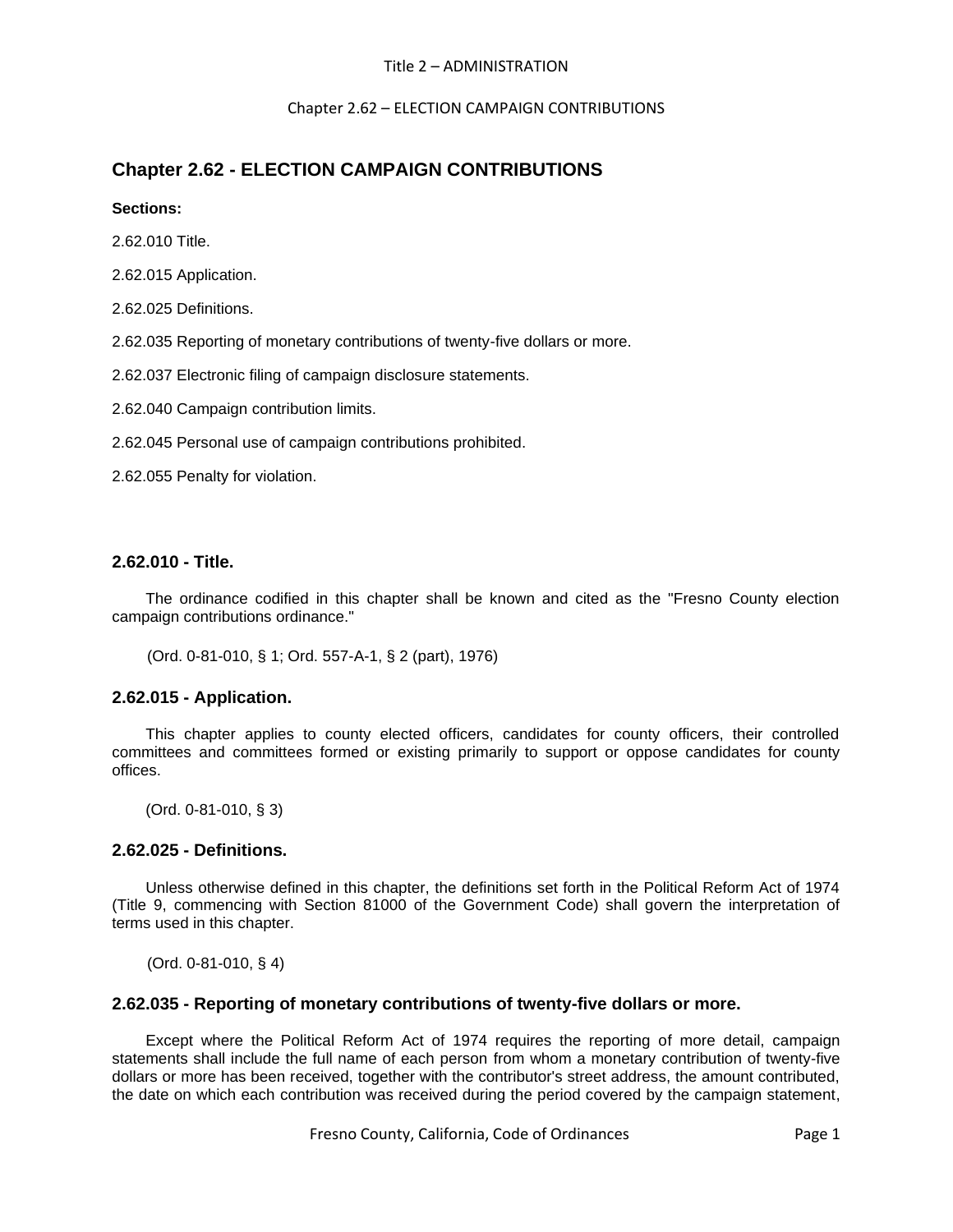# Chapter 2.62 - ELECTION CAMPAIGN CONTRIBUTIONS

**Sections:**

2.62.010 Title.

2.62.015 Application.

2.62.025 Definitions.

2.62.035 Reporting of monetary contributions of twenty-five dollars or more.

2.62.037 Electronic filing of campaign disclosure statements.

2.62.040 Campaign contribution limits.

2.62.045 Personal use of campaign contributions prohibited.

2.62.055 Penalty for violation.

## 2.62.010 - Title.

The ordinance codified in this chapter shall be known and cited as the "Fresno County election campaign contributions ordinance."

(Ord. 0-81-010, § 1; Ord. 557-A-1, § 2 (part), 1976)

## 2.62.015 - Application.

This chapter applies to county elected officers, candidates for county officers, their controlled committees and committees formed or existing primarily to support or oppose candidates for county offices.

(Ord. 0-81-010, § 3)

## 2.62.025 - Definitions.

Unless otherwise defined in this chapter, the definitions set forth in the Political Reform Act of 1974 (Title 9, commencing with Section 81000 of the Government Code) shall govern the interpretation of terms used in this chapter.

(Ord. 0-81-010, § 4)

## 2.62.035 - Reporting of monetary contributions of twenty-five dollars or more.

Except where the Political Reform Act of 1974 requires the reporting of more detail, campaign statements shall include the full name of each person from whom a monetary contribution of twenty-five dollars or more has been received, together with the contributor's street address, the amount contributed, the date on which each contribution was received during the period covered by the campaign statement,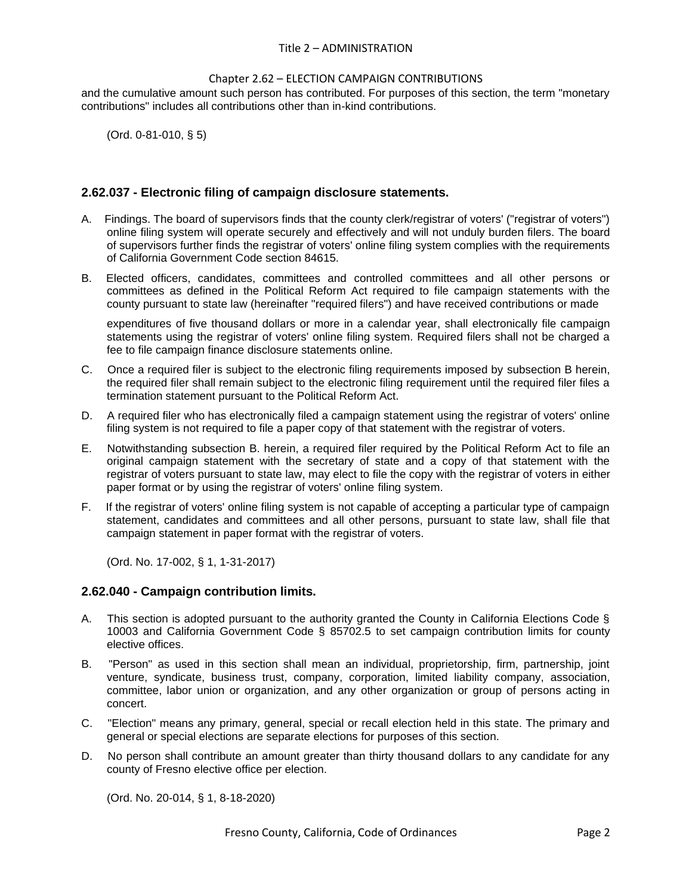and the cumulative amount such person has contributed. For purposes of this section, the term "monetary contributions" includes all contributions other than in-kind contributions.

(Ord. 0-81-010, § 5)

### 2.62.037 - Electronic filing of campaign disclosure statements.

A. Findings. The board of supervisors finds that the county clerk/registrar of voters' ("registrar of voters") online filing system will operate securely and effectively and will not unduly burden filers. The board of supervisors further finds the registrar of voters' online filing system complies with the requirements of California Government Code section 84615.

B. Elected officers, candidates, committees and controlled committees and all other persons or committees as defined in the Political Reform Act required to file campaign statements with the county pursuant to state law (hereinafter "required filers") and have received contributions or made expenditures of five thousand dollars or more in a calendar year, shall electronically file campaign statements using the registrar of voters' online filing system. Required filers shall not be charged a fee to file campaign finance disclosure statements online.

C. Once a required filer is subject to the electronic filing requirements imposed by subsection B herein, the required filer shall remain subject to the electronic filing requirement until the required filer files a termination statement pursuant to the Political Reform Act.

D. A required filer who has electronically filed a campaign statement using the registrar of voters' online filing system is not required to file a paper copy of that statement with the registrar of voters.

E. Notwithstanding subsection B. herein, a required filer required by the Political Reform Act to file an original campaign statement with the secretary of state and a copy of that statement with the registrar of voters pursuant to state law, may elect to file the copy with the registrar of voters in either paper format or by using the registrar of voters' online filing system.

F. If the registrar of voters' online filing system is not capable of accepting a particular type of campaign statement, candidates and committees and all other persons, pursuant to state law, shall file that campaign statement in paper format with the registrar of voters.

(Ord. No. 17-002, § 1, 1-31-2017)

### 2.62.040 - Campaign contribution limits.

A. This section is adopted pursuant to the authority granted the County in California Elections Code § 10003 and California Government Code § 85702.5 to set campaign contribution limits for county elective offices.

B. "Person" as used in this section shall mean an individual, proprietorship, firm, partnership, joint venture, syndicate, business trust, company, corporation, limited liability company, association, committee, labor union or organization, and any other organization or group of persons acting in concert.

C. "Election" means any primary, general, special or recall election held in this state. The primary and general or special elections are separate elections for purposes of this section.

D. No person shall contribute an amount greater than thirty thousand dollars to any candidate for any county of Fresno elective office per election.

(Ord. No. 20-014, § 1, 8-18-2020)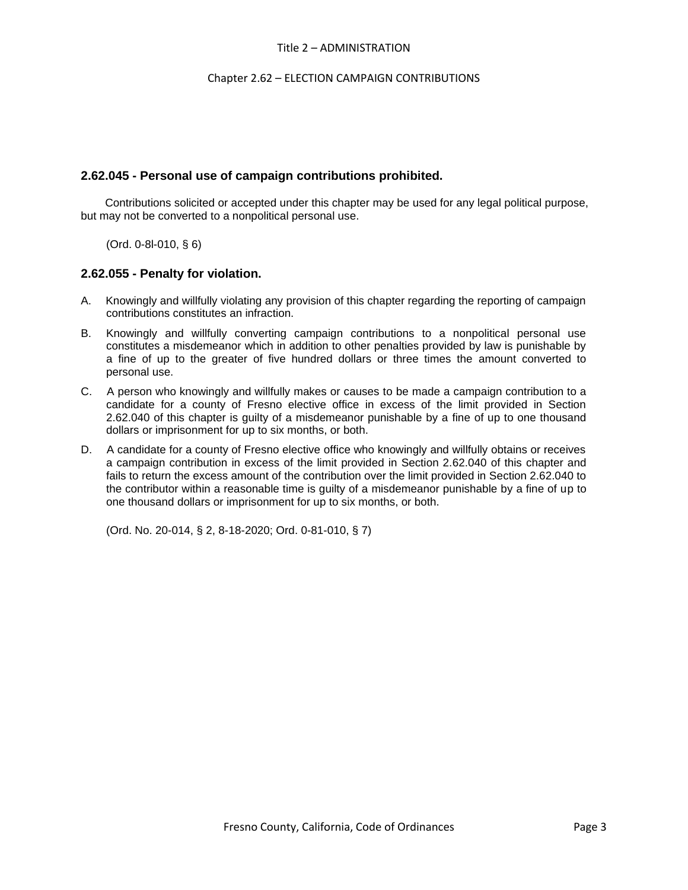## 2.62.045 - Personal use of campaign contributions prohibited.

Contributions solicited or accepted under this chapter may be used for any legal political purpose, but may not be converted to a nonpolitical personal use.

(Ord. 0-8l-010, § 6)

## 2.62.055 - Penalty for violation.

A. Knowingly and willfully violating any provision of this chapter regarding the reporting of campaign contributions constitutes an infraction.

B. Knowingly and willfully converting campaign contributions to a nonpolitical personal use constitutes a misdemeanor which in addition to other penalties provided by law is punishable by a fine of up to the greater of five hundred dollars or three times the amount converted to personal use.

C. A person who knowingly and willfully makes or causes to be made a campaign contribution to a candidate for a county of Fresno elective office in excess of the limit provided in Section 2.62.040 of this chapter is guilty of a misdemeanor punishable by a fine of up to one thousand dollars or imprisonment for up to six months, or both.

D. A candidate for a county of Fresno elective office who knowingly and willfully obtains or receives a campaign contribution in excess of the limit provided in Section 2.62.040 of this chapter and fails to return the excess amount of the contribution over the limit provided in Section 2.62.040 to the contributor within a reasonable time is guilty of a misdemeanor punishable by a fine of up to one thousand dollars or imprisonment for up to six months, or both.

(Ord. No. 20-014, § 2, 8-18-2020; Ord. 0-81-010, § 7)